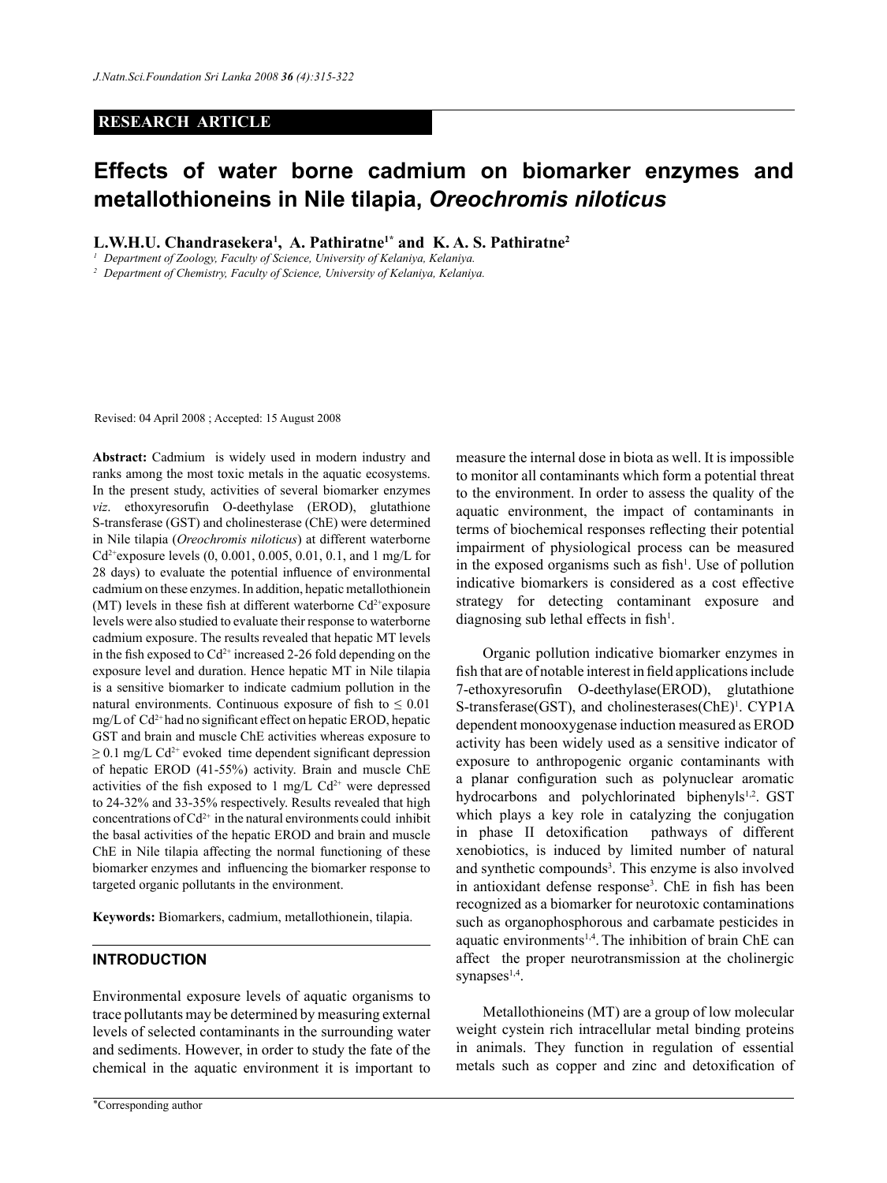**RESEARCH ARTICLE**

# Effects of water borne cadmium on biomarker enzymes and metallothioneins in Nile tilapia, *Oreochromis niloticus*

**L.W.H.U. Chandrasekera[1], A. Pathiratne[1*] and K. A. S. Pathiratne[2]**

[1] Department of Zoology, Faculty of Science, University of Kelaniya, Kelaniya.

[2] Department of Chemistry, Faculty of Science, University of Kelaniya, Kelaniya.

Revised: 04 April 2008 ; Accepted: 15 August 2008

**Abstract:** Cadmium is widely used in modern industry and ranks among the most toxic metals in the aquatic ecosystems. In the present study, activities of several biomarker enzymes *viz*. ethoxyresorufin O-deethylase (EROD), glutathione S-transferase (GST) and cholinesterase (ChE) were determined in Nile tilapia (*Oreochromis niloticus*) at different waterborne $Cd^{2+}$exposure levels (0, 0.001, 0.005, 0.01, 0.1, and 1 mg/L for 28 days) to evaluate the potential influence of environmental cadmium on these enzymes. In addition, hepatic metallothionein (MT) levels in these fish at different waterborne $Cd^{2+}$exposure levels were also studied to evaluate their response to waterborne cadmium exposure. The results revealed that hepatic MT levels in the fish exposed to $Cd^{2+}$ increased 2-26 fold depending on the exposure level and duration. Hence hepatic MT in Nile tilapia is a sensitive biomarker to indicate cadmium pollution in the natural environments. Continuous exposure of fish to $\leq$ 0.01 mg/L of $Cd^{2+}$ had no significant effect on hepatic EROD, hepatic GST and brain and muscle ChE activities whereas exposure to $\geq$ 0.1 mg/L $Cd^{2+}$ evoked time dependent significant depression of hepatic EROD (41-55%) activity. Brain and muscle ChE activities of the fish exposed to 1 mg/L $Cd^{2+}$ were depressed to 24-32% and 33-35% respectively. Results revealed that high concentrations of $Cd^{2+}$ in the natural environments could inhibit the basal activities of the hepatic EROD and brain and muscle ChE in Nile tilapia affecting the normal functioning of these biomarker enzymes and influencing the biomarker response to targeted organic pollutants in the environment.

**Keywords:** Biomarkers, cadmium, metallothionein, tilapia.

## INTRODUCTION

Environmental exposure levels of aquatic organisms to trace pollutants may be determined by measuring external levels of selected contaminants in the surrounding water and sediments. However, in order to study the fate of the chemical in the aquatic environment it is important to measure the internal dose in biota as well. It is impossible to monitor all contaminants which form a potential threat to the environment. In order to assess the quality of the aquatic environment, the impact of contaminants in terms of biochemical responses reflecting their potential impairment of physiological process can be measured in the exposed organisms such as fish[1]. Use of pollution indicative biomarkers is considered as a cost effective strategy for detecting contaminant exposure and diagnosing sub lethal effects in fish[1].

Organic pollution indicative biomarker enzymes in fish that are of notable interest in field applications include 7-ethoxyresorufin O-deethylase(EROD), glutathione S-transferase(GST), and cholinesterases(ChE)[1]. CYP1A dependent monooxygenase induction measured as EROD activity has been widely used as a sensitive indicator of exposure to anthropogenic organic contaminants with a planar configuration such as polynuclear aromatic hydrocarbons and polychlorinated biphenyls[1,2]. GST which plays a key role in catalyzing the conjugation in phase II detoxification pathways of different xenobiotics, is induced by limited number of natural and synthetic compounds[3]. This enzyme is also involved in antioxidant defense response[3]. ChE in fish has been recognized as a biomarker for neurotoxic contaminations such as organophosphorous and carbamate pesticides in aquatic environments[1,4]. The inhibition of brain ChE can affect the proper neurotransmission at the cholinergic synapses[1,4].

Metallothioneins (MT) are a group of low molecular weight cystein rich intracellular metal binding proteins in animals. They function in regulation of essential metals such as copper and zinc and detoxification of

*Corresponding author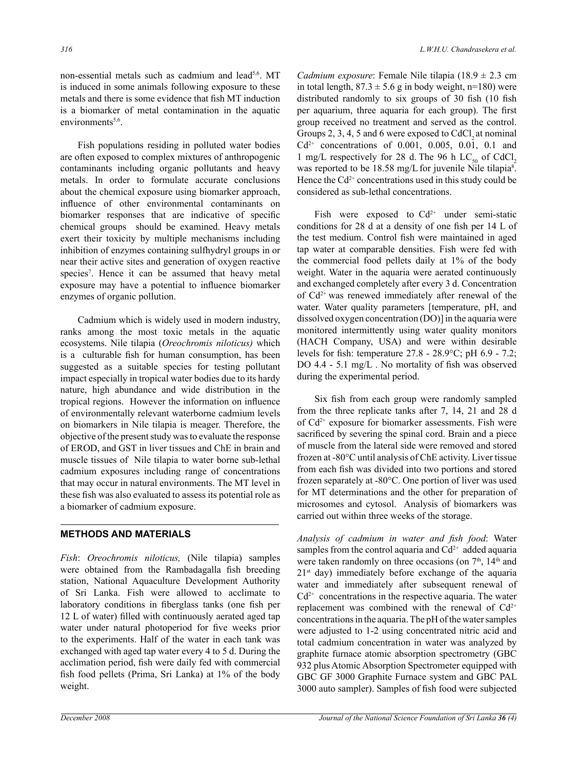non-essential metals such as cadmium and lead[5,6]. MT is induced in some animals following exposure to these metals and there is some evidence that fish MT induction is a biomarker of metal contamination in the aquatic environments[5,6].

Fish populations residing in polluted water bodies are often exposed to complex mixtures of anthropogenic contaminants including organic pollutants and heavy metals. In order to formulate accurate conclusions about the chemical exposure using biomarker approach, influence of other environmental contaminants on biomarker responses that are indicative of specific chemical groups should be examined. Heavy metals exert their toxicity by multiple mechanisms including inhibition of enzymes containing sulfhydryl groups in or near their active sites and generation of oxygen reactive species[7]. Hence it can be assumed that heavy metal exposure may have a potential to influence biomarker enzymes of organic pollution.

Cadmium which is widely used in modern industry, ranks among the most toxic metals in the aquatic ecosystems. Nile tilapia (*Oreochromis niloticus)* which is a culturable fish for human consumption, has been suggested as a suitable species for testing pollutant impact especially in tropical water bodies due to its hardy nature, high abundance and wide distribution in the tropical regions. However the information on influence of environmentally relevant waterborne cadmium levels on biomarkers in Nile tilapia is meager. Therefore, the objective of the present study was to evaluate the response of EROD, and GST in liver tissues and ChE in brain and muscle tissues of Nile tilapia to water borne sub-lethal cadmium exposures including range of concentrations that may occur in natural environments. The MT level in these fish was also evaluated to assess its potential role as a biomarker of cadmium exposure.

## METHODS AND MATERIALS

*Fish*: *Oreochromis niloticus,* (Nile tilapia) samples were obtained from the Rambadagalla fish breeding station, National Aquaculture Development Authority of Sri Lanka. Fish were allowed to acclimate to laboratory conditions in fiberglass tanks (one fish per 12 L of water) filled with continuously aerated aged tap water under natural photoperiod for five weeks prior to the experiments. Half of the water in each tank was exchanged with aged tap water every 4 to 5 d. During the acclimation period, fish were daily fed with commercial fish food pellets (Prima, Sri Lanka) at 1% of the body weight.

*Cadmium exposure*: Female Nile tilapia (18.9 ± 2.3 cm in total length, 87.3 ± 5.6 g in body weight, n=180) were distributed randomly to six groups of 30 fish (10 fish per aquarium, three aquaria for each group). The first group received no treatment and served as the control. Groups 2, 3, 4, 5 and 6 were exposed to $CdCl_2$ at nominal $Cd^{2+}$ concentrations of 0.001, 0.005, 0.01, 0.1 and 1 mg/L respectively for 28 d. The 96 h $LC_{50}$ of $CdCl_2$ was reported to be 18.58 mg/L for juvenile Nile tilapia[8]. Hence the $Cd^{2+}$ concentrations used in this study could be considered as sub-lethal concentrations.

Fish were exposed to $Cd^{2+}$ under semi-static conditions for 28 d at a density of one fish per 14 L of the test medium. Control fish were maintained in aged tap water at comparable densities. Fish were fed with the commercial food pellets daily at 1% of the body weight. Water in the aquaria were aerated continuously and exchanged completely after every 3 d. Concentration of $Cd^{2+}$ was renewed immediately after renewal of the water. Water quality parameters [temperature, pH, and dissolved oxygen concentration (DO)] in the aquaria were monitored intermittently using water quality monitors (HACH Company, USA) and were within desirable levels for fish: temperature 27.8 - 28.9°C; pH 6.9 - 7.2; DO 4.4 - 5.1 mg/L . No mortality of fish was observed during the experimental period.

Six fish from each group were randomly sampled from the three replicate tanks after 7, 14, 21 and 28 d of $Cd^{2+}$ exposure for biomarker assessments. Fish were sacrificed by severing the spinal cord. Brain and a piece of muscle from the lateral side were removed and stored frozen at -80°C until analysis of ChE activity. Liver tissue from each fish was divided into two portions and stored frozen separately at -80°C. One portion of liver was used for MT determinations and the other for preparation of microsomes and cytosol. Analysis of biomarkers was carried out within three weeks of the storage.

*Analysis of cadmium in water and fish food*: Water samples from the control aquaria and $Cd^{2+}$ added aquaria were taken randomly on three occasions (on 7[th], 14[th] and 21[st] day) immediately before exchange of the aquaria water and immediately after subsequent renewal of $Cd^{2+}$ concentrations in the respective aquaria. The water replacement was combined with the renewal of $Cd^{2+}$ concentrations in the aquaria. The pH of the water samples were adjusted to 1-2 using concentrated nitric acid and total cadmium concentration in water was analyzed by graphite furnace atomic absorption spectrometry (GBC 932 plus Atomic Absorption Spectrometer equipped with GBC GF 3000 Graphite Furnace system and GBC PAL 3000 auto sampler). Samples of fish food were subjected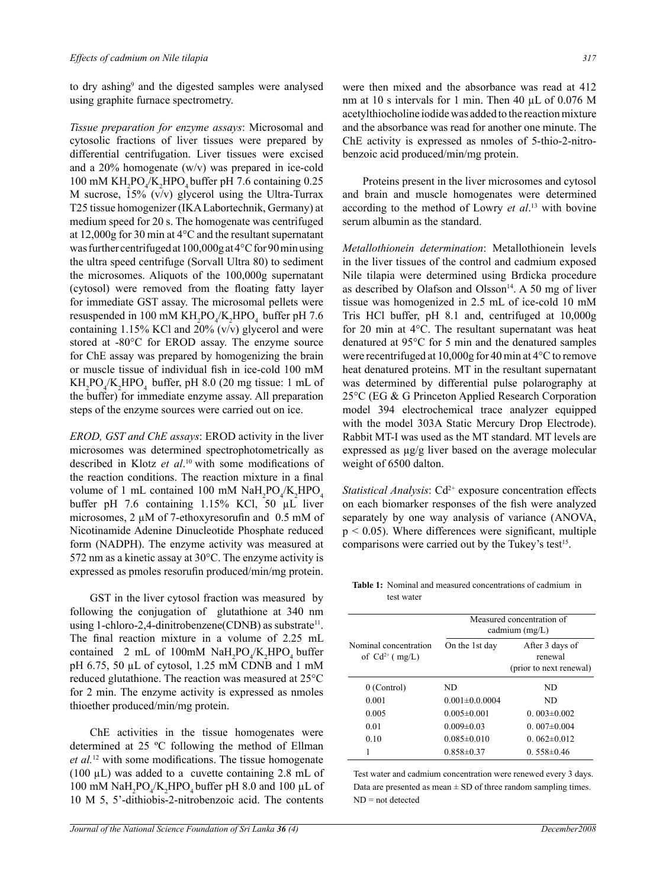to dry ashing[9] and the digested samples were analysed using graphite furnace spectrometry.

*Tissue preparation for enzyme assays*: Microsomal and cytosolic fractions of liver tissues were prepared by differential centrifugation. Liver tissues were excised and a 20% homogenate (w/v) was prepared in ice-cold 100 mM $KH_2PO_4/K_2HPO_4$ buffer pH 7.6 containing 0.25 M sucrose, 15% (v/v) glycerol using the Ultra-Turrax T25 tissue homogenizer (IKA Labortechnik, Germany) at medium speed for 20 s. The homogenate was centrifuged at 12,000g for 30 min at 4°C and the resultant supernatant was further centrifuged at 100,000g at 4°C for 90 min using the ultra speed centrifuge (Sorvall Ultra 80) to sediment the microsomes. Aliquots of the 100,000g supernatant (cytosol) were removed from the floating fatty layer for immediate GST assay. The microsomal pellets were resuspended in 100 mM $KH_2PO_4/K_2HPO_4$ buffer pH 7.6 containing 1.15% KCl and 20% (v/v) glycerol and were stored at -80°C for EROD assay. The enzyme source for ChE assay was prepared by homogenizing the brain or muscle tissue of individual fish in ice-cold 100 mM $KH_2PO_4/K_2HPO_4$ buffer, pH 8.0 (20 mg tissue: 1 mL of the buffer) for immediate enzyme assay. All preparation steps of the enzyme sources were carried out on ice.

*EROD, GST and ChE assays*: EROD activity in the liver microsomes was determined spectrophotometrically as described in Klotz *et al*.[10] with some modifications of the reaction conditions. The reaction mixture in a final volume of 1 mL contained 100 mM $NaH_2PO_4/K_2HPO_4$ buffer pH 7.6 containing 1.15% KCl, 50 µL liver microsomes, 2 µM of 7-ethoxyresorufin and 0.5 mM of Nicotinamide Adenine Dinucleotide Phosphate reduced form (NADPH). The enzyme activity was measured at 572 nm as a kinetic assay at 30°C. The enzyme activity is expressed as pmoles resorufin produced/min/mg protein.

GST in the liver cytosol fraction was measured by following the conjugation of glutathione at 340 nm using 1-chloro-2,4-dinitrobenzene(CDNB) as substrate[11]. The final reaction mixture in a volume of 2.25 mL contained 2 mL of 100mM $NaH_2PO_4/K_2HPO_4$ buffer pH 6.75, 50 µL of cytosol, 1.25 mM CDNB and 1 mM reduced glutathione. The reaction was measured at 25°C for 2 min. The enzyme activity is expressed as nmoles thioether produced/min/mg protein.

ChE activities in the tissue homogenates were determined at 25 ºC following the method of Ellman *et al.*[12] with some modifications. The tissue homogenate (100 µL) was added to a cuvette containing 2.8 mL of 100 mM $NaH_2PO_4/K_2HPO_4$ buffer pH 8.0 and 100 µL of 10 M 5, 5'-dithiobis-2-nitrobenzoic acid. The contents were then mixed and the absorbance was read at 412 nm at 10 s intervals for 1 min. Then 40 µL of 0.076 M acetylthiocholine iodide was added to the reaction mixture and the absorbance was read for another one minute. The ChE activity is expressed as nmoles of 5-thio-2-nitrobenzoic acid produced/min/mg protein.

Proteins present in the liver microsomes and cytosol and brain and muscle homogenates were determined according to the method of Lowry *et al*.[13] with bovine serum albumin as the standard.

*Metallothionein determination*: Metallothionein levels in the liver tissues of the control and cadmium exposed Nile tilapia were determined using Brdicka procedure as described by Olafson and Olsson[14]. A 50 mg of liver tissue was homogenized in 2.5 mL of ice-cold 10 mM Tris HCl buffer, pH 8.1 and, centrifuged at 10,000g for 20 min at 4°C. The resultant supernatant was heat denatured at 95°C for 5 min and the denatured samples were recentrifuged at 10,000g for 40 min at 4°C to remove heat denatured proteins. MT in the resultant supernatant was determined by differential pulse polarography at 25°C (EG & G Princeton Applied Research Corporation model 394 electrochemical trace analyzer equipped with the model 303A Static Mercury Drop Electrode). Rabbit MT-I was used as the MT standard. MT levels are expressed as µg/g liver based on the average molecular weight of 6500 dalton.

*Statistical Analysis*: $Cd^{2+}$ exposure concentration effects on each biomarker responses of the fish were analyzed separately by one way analysis of variance (ANOVA, $p < 0.05$). Where differences were significant, multiple comparisons were carried out by the Tukey's test[15].

**Table 1:** Nominal and measured concentrations of cadmium in test water

| Nominal concentration of $Cd^{2+}$ (mg/L) | Measured concentration of cadmium (mg/L) | |
|---|---|---|
| | On the 1st day | After 3 days of renewal (prior to next renewal) |
| 0 (Control) | ND | ND |
| 0.001 | 0.001±0.0004 | ND |
| 0.005 | 0.005±0.001 | 0. 003±0.002 |
| 0.01 | 0.009±0.03 | 0. 007±0.004 |
| 0.10 | 0.085±0.010 | 0. 062±0.012 |
| 1 | 0.858±0.37 | 0. 558±0.46 |

Test water and cadmium concentration were renewed every 3 days. Data are presented as mean ± SD of three random sampling times. ND = not detected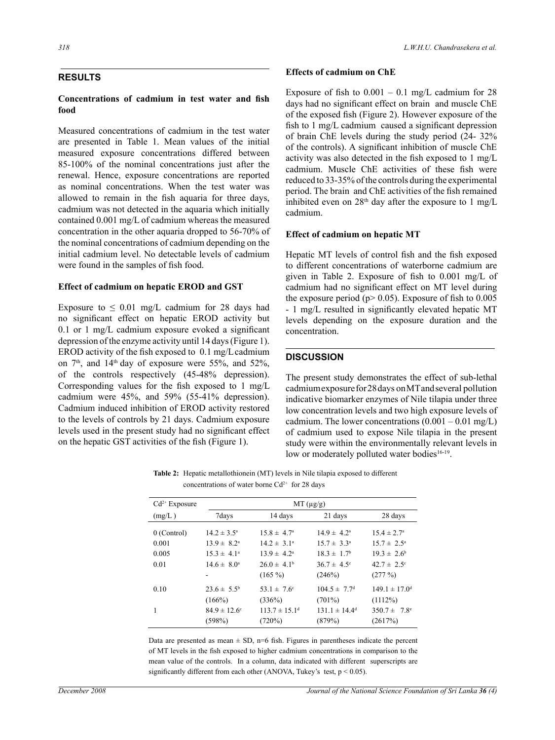## RESULTS

### Concentrations of cadmium in test water and fish food

Measured concentrations of cadmium in the test water are presented in Table 1. Mean values of the initial measured exposure concentrations differed between 85-100% of the nominal concentrations just after the renewal. Hence, exposure concentrations are reported as nominal concentrations. When the test water was allowed to remain in the fish aquaria for three days, cadmium was not detected in the aquaria which initially contained 0.001 mg/L of cadmium whereas the measured concentration in the other aquaria dropped to 56-70% of the nominal concentrations of cadmium depending on the initial cadmium level. No detectable levels of cadmium were found in the samples of fish food.

### Effect of cadmium on hepatic EROD and GST

Exposure to ≤ 0.01 mg/L cadmium for 28 days had no significant effect on hepatic EROD activity but 0.1 or 1 mg/L cadmium exposure evoked a significant depression of the enzyme activity until 14 days (Figure 1). EROD activity of the fish exposed to 0.1 mg/L cadmium on 7$^{th}$, and 14$^{th}$ day of exposure were 55%, and 52%, of the controls respectively (45-48% depression). Corresponding values for the fish exposed to 1 mg/L cadmium were 45%, and 59% (55-41% depression). Cadmium induced inhibition of EROD activity restored to the levels of controls by 21 days. Cadmium exposure levels used in the present study had no significant effect on the hepatic GST activities of the fish (Figure 1).

### Effects of cadmium on ChE

Exposure of fish to 0.001 – 0.1 mg/L cadmium for 28 days had no significant effect on brain and muscle ChE of the exposed fish (Figure 2). However exposure of the fish to 1 mg/L cadmium caused a significant depression of brain ChE levels during the study period (24- 32% of the controls). A significant inhibition of muscle ChE activity was also detected in the fish exposed to 1 mg/L cadmium. Muscle ChE activities of these fish were reduced to 33-35% of the controls during the experimental period. The brain and ChE activities of the fish remained inhibited even on 28$^{th}$ day after the exposure to 1 mg/L cadmium.

### Effect of cadmium on hepatic MT

Hepatic MT levels of control fish and the fish exposed to different concentrations of waterborne cadmium are given in Table 2. Exposure of fish to 0.001 mg/L of cadmium had no significant effect on MT level during the exposure period ($p > 0.05$). Exposure of fish to 0.005 - 1 mg/L resulted in significantly elevated hepatic MT levels depending on the exposure duration and the concentration.

## DISCUSSION

The present study demonstrates the effect of sub-lethal cadmium exposure for 28 days on MT and several pollution indicative biomarker enzymes of Nile tilapia under three low concentration levels and two high exposure levels of cadmium. The lower concentrations (0.001 – 0.01 mg/L) of cadmium used to expose Nile tilapia in the present study were within the environmentally relevant levels in low or moderately polluted water bodies[16-19].

**Table 2:** Hepatic metallothionein (MT) levels in Nile tilapia exposed to different concentrations of water borne $Cd^{2+}$ for 28 days

| $Cd^{2+}$ Exposure (mg/L) | MT (μg/g) 7days | 14 days | 21 days | 28 days |
|---|---|---|---|---|
| 0 (Control) | $14.2 \pm 3.5^{a}$ | $15.8 \pm 4.7^{a}$ | $14.9 \pm 4.2^{a}$ | $15.4 \pm 2.7^{a}$ |
| 0.001 | $13.9 \pm 8.2^{a}$ | $14.2 \pm 3.1^{a}$ | $15.7 \pm 3.3^{a}$ | $15.7 \pm 2.5^{a}$ |
| 0.005 | $15.3 \pm 4.1^{a}$ | $13.9 \pm 4.2^{a}$ | $18.3 \pm 1.7^{b}$ | $19.3 \pm 2.6^{b}$ |
| 0.01 | $14.6 \pm 8.0^{a}$ - | $26.0 \pm 4.1^{b}$ (165 %) | $36.7 \pm 4.5^{c}$ (246%) | $42.7 \pm 2.5^{c}$ (277 %) |
| 0.10 | $23.6 \pm 5.5^{b}$ (166%) | $53.1 \pm 7.6^{c}$ (336%) | $104.5 \pm 7.7^{d}$ (701%) | $149.1 \pm 17.0^{d}$ (1112%) |
| 1 | $84.9 \pm 12.6^{c}$ (598%) | $113.7 \pm 15.1^{d}$ (720%) | $131.1 \pm 14.4^{d}$ (879%) | $350.7 \pm 7.8^{e}$ (2617%) |

Data are presented as mean ± SD, n=6 fish. Figures in parentheses indicate the percent of MT levels in the fish exposed to higher cadmium concentrations in comparison to the mean value of the controls. In a column, data indicated with different superscripts are significantly different from each other (ANOVA, Tukey's test, $p < 0.05$).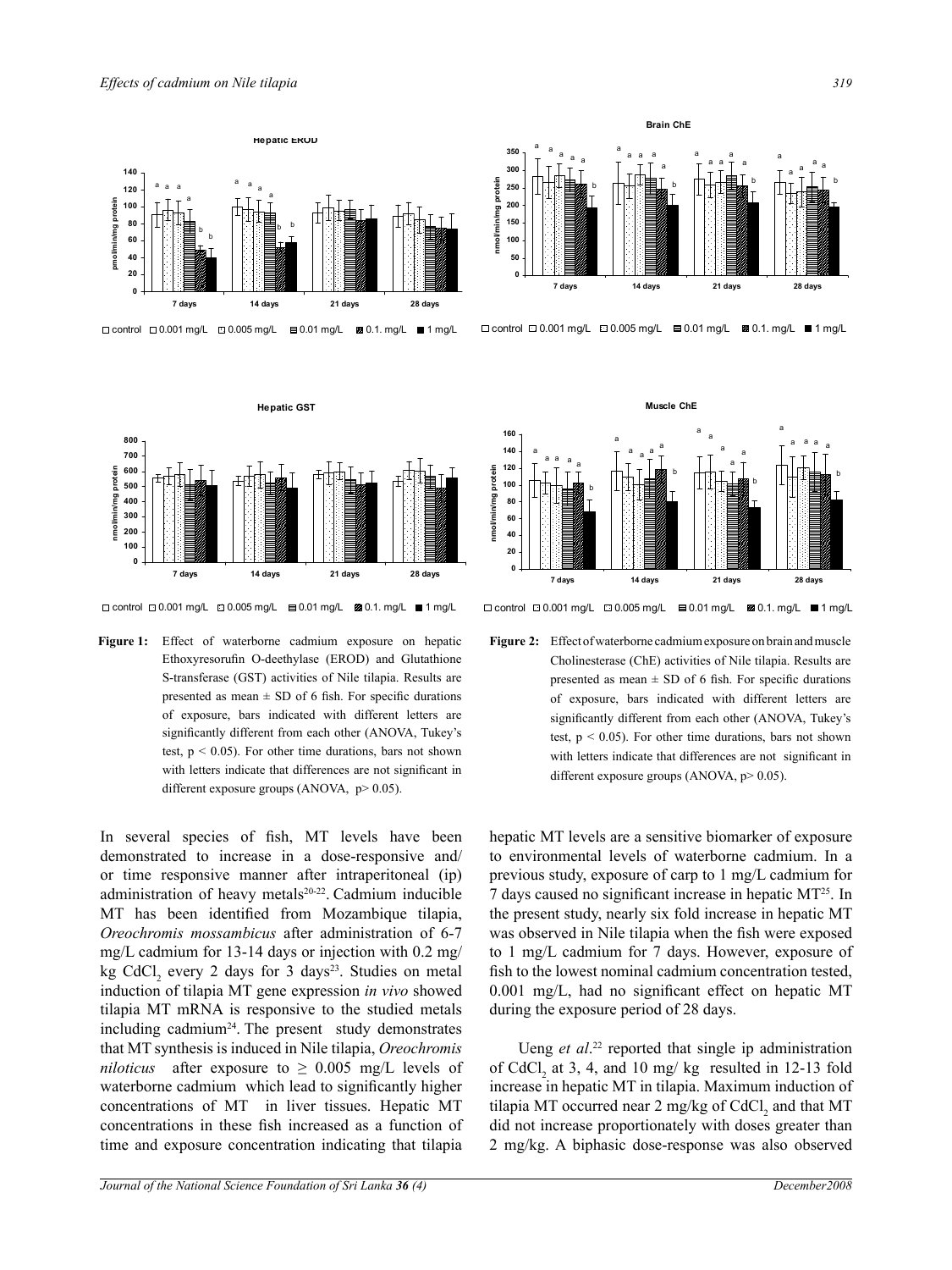**Figure 1:** Effect of waterborne cadmium exposure on hepatic Ethoxyresorufin O-deethylase (EROD) and Glutathione S-transferase (GST) activities of Nile tilapia. Results are presented as mean ± SD of 6 fish. For specific durations of exposure, bars indicated with different letters are significantly different from each other (ANOVA, Tukey's test, $p < 0.05$). For other time durations, bars not shown with letters indicate that differences are not significant in different exposure groups (ANOVA, $p > 0.05$).

**Figure 2:** Effect of waterborne cadmium exposure on brain and muscle Cholinesterase (ChE) activities of Nile tilapia. Results are presented as mean ± SD of 6 fish. For specific durations of exposure, bars indicated with different letters are significantly different from each other (ANOVA, Tukey's test, $p < 0.05$). For other time durations, bars not shown with letters indicate that differences are not significant in different exposure groups (ANOVA, $p > 0.05$).

In several species of fish, MT levels have been demonstrated to increase in a dose-responsive and/or time responsive manner after intraperitoneal (ip) administration of heavy metals[20-22]. Cadmium inducible MT has been identified from Mozambique tilapia, *Oreochromis mossambicus* after administration of 6-7 mg/L cadmium for 13-14 days or injection with 0.2 mg/kg $CdCl_2$ every 2 days for 3 days[23]. Studies on metal induction of tilapia MT gene expression *in vivo* showed tilapia MT mRNA is responsive to the studied metals including cadmium[24]. The present study demonstrates that MT synthesis is induced in Nile tilapia, *Oreochromis niloticus* after exposure to $\geq$ 0.005 mg/L levels of waterborne cadmium which lead to significantly higher concentrations of MT in liver tissues. Hepatic MT concentrations in these fish increased as a function of time and exposure concentration indicating that tilapia hepatic MT levels are a sensitive biomarker of exposure to environmental levels of waterborne cadmium. In a previous study, exposure of carp to 1 mg/L cadmium for 7 days caused no significant increase in hepatic MT[25]. In the present study, nearly six fold increase in hepatic MT was observed in Nile tilapia when the fish were exposed to 1 mg/L cadmium for 7 days. However, exposure of fish to the lowest nominal cadmium concentration tested, 0.001 mg/L, had no significant effect on hepatic MT during the exposure period of 28 days.

Ueng *et al*.[22] reported that single ip administration of $CdCl_2$ at 3, 4, and 10 mg/ kg resulted in 12-13 fold increase in hepatic MT in tilapia. Maximum induction of tilapia MT occurred near 2 mg/kg of $CdCl_2$ and that MT did not increase proportionately with doses greater than 2 mg/kg. A biphasic dose-response was also observed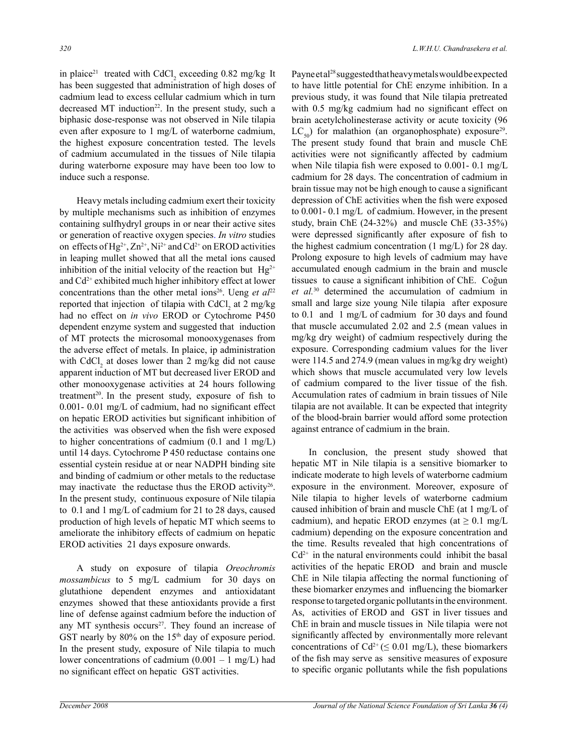in plaice[21] treated with $CdCl_2$ exceeding 0.82 mg/kg. It has been suggested that administration of high doses of cadmium lead to excess cellular cadmium which in turn decreased MT induction[22]. In the present study, such a biphasic dose-response was not observed in Nile tilapia even after exposure to 1 mg/L of waterborne cadmium, the highest exposure concentration tested. The levels of cadmium accumulated in the tissues of Nile tilapia during waterborne exposure may have been too low to induce such a response.

Heavy metals including cadmium exert their toxicity by multiple mechanisms such as inhibition of enzymes containing sulfhydryl groups in or near their active sites or generation of reactive oxygen species. *In vitro* studies on effects of $Hg^{2+}$, $Zn^{2+}$, $Ni^{2+}$ and $Cd^{2+}$ on EROD activities in leaping mullet showed that all the metal ions caused inhibition of the initial velocity of the reaction but $Hg^{2+}$ and $Cd^{2+}$ exhibited much higher inhibitory effect at lower concentrations than the other metal ions[26]. Ueng *et al*[22] reported that injection of tilapia with $CdCl_2$ at 2 mg/kg had no effect on *in vivo* EROD or Cytochrome P450 dependent enzyme system and suggested that induction of MT protects the microsomal monooxygenases from the adverse effect of metals. In plaice, ip administration with $CdCl_2$ at doses lower than 2 mg/kg did not cause apparent induction of MT but decreased liver EROD and other monooxygenase activities at 24 hours following treatment[20]. In the present study, exposure of fish to 0.001- 0.01 mg/L of cadmium, had no significant effect on hepatic EROD activities but significant inhibition of the activities was observed when the fish were exposed to higher concentrations of cadmium (0.1 and 1 mg/L) until 14 days. Cytochrome P 450 reductase contains one essential cystein residue at or near NADPH binding site and binding of cadmium or other metals to the reductase may inactivate the reductase thus the EROD activity[26]. In the present study, continuous exposure of Nile tilapia to 0.1 and 1 mg/L of cadmium for 21 to 28 days, caused production of high levels of hepatic MT which seems to ameliorate the inhibitory effects of cadmium on hepatic EROD activities 21 days exposure onwards.

A study on exposure of tilapia *Oreochromis mossambicus* to 5 mg/L cadmium for 30 days on glutathione dependent enzymes and antioxidatant enzymes showed that these antioxidants provide a first line of defense against cadmium before the induction of any MT synthesis occurs[27]. They found an increase of GST nearly by 80% on the 15th day of exposure period. In the present study, exposure of Nile tilapia to much lower concentrations of cadmium (0.001 – 1 mg/L) had no significant effect on hepatic GST activities.

Payne et al[28] suggested that heavy metals would be expected to have little potential for ChE enzyme inhibition. In a previous study, it was found that Nile tilapia pretreated with 0.5 mg/kg cadmium had no significant effect on brain acetylcholinesterase activity or acute toxicity (96 $LC_{50}$) for malathion (an organophosphate) exposure[29]. The present study found that brain and muscle ChE activities were not significantly affected by cadmium when Nile tilapia fish were exposed to 0.001- 0.1 mg/L cadmium for 28 days. The concentration of cadmium in brain tissue may not be high enough to cause a significant depression of ChE activities when the fish were exposed to 0.001- 0.1 mg/L of cadmium. However, in the present study, brain ChE (24-32%) and muscle ChE (33-35%) were depressed significantly after exposure of fish to the highest cadmium concentration (1 mg/L) for 28 day. Prolong exposure to high levels of cadmium may have accumulated enough cadmium in the brain and muscle tissues to cause a significant inhibition of ChE. Coğun *et al.*[30] determined the accumulation of cadmium in small and large size young Nile tilapia after exposure to 0.1 and 1 mg/L of cadmium for 30 days and found that muscle accumulated 2.02 and 2.5 (mean values in mg/kg dry weight) of cadmium respectively during the exposure. Corresponding cadmium values for the liver were 114.5 and 274.9 (mean values in mg/kg dry weight) which shows that muscle accumulated very low levels of cadmium compared to the liver tissue of the fish. Accumulation rates of cadmium in brain tissues of Nile tilapia are not available. It can be expected that integrity of the blood-brain barrier would afford some protection against entrance of cadmium in the brain.

In conclusion, the present study showed that hepatic MT in Nile tilapia is a sensitive biomarker to indicate moderate to high levels of waterborne cadmium exposure in the environment. Moreover, exposure of Nile tilapia to higher levels of waterborne cadmium caused inhibition of brain and muscle ChE (at 1 mg/L of cadmium), and hepatic EROD enzymes (at $\geq$ 0.1 mg/L cadmium) depending on the exposure concentration and the time. Results revealed that high concentrations of $Cd^{2+}$ in the natural environments could inhibit the basal activities of the hepatic EROD and brain and muscle ChE in Nile tilapia affecting the normal functioning of these biomarker enzymes and influencing the biomarker response to targeted organic pollutants in the environment. As, activities of EROD and GST in liver tissues and ChE in brain and muscle tissues in Nile tilapia were not significantly affected by environmentally more relevant concentrations of $Cd^{2+}$ ($\leq$ 0.01 mg/L), these biomarkers of the fish may serve as sensitive measures of exposure to specific organic pollutants while the fish populations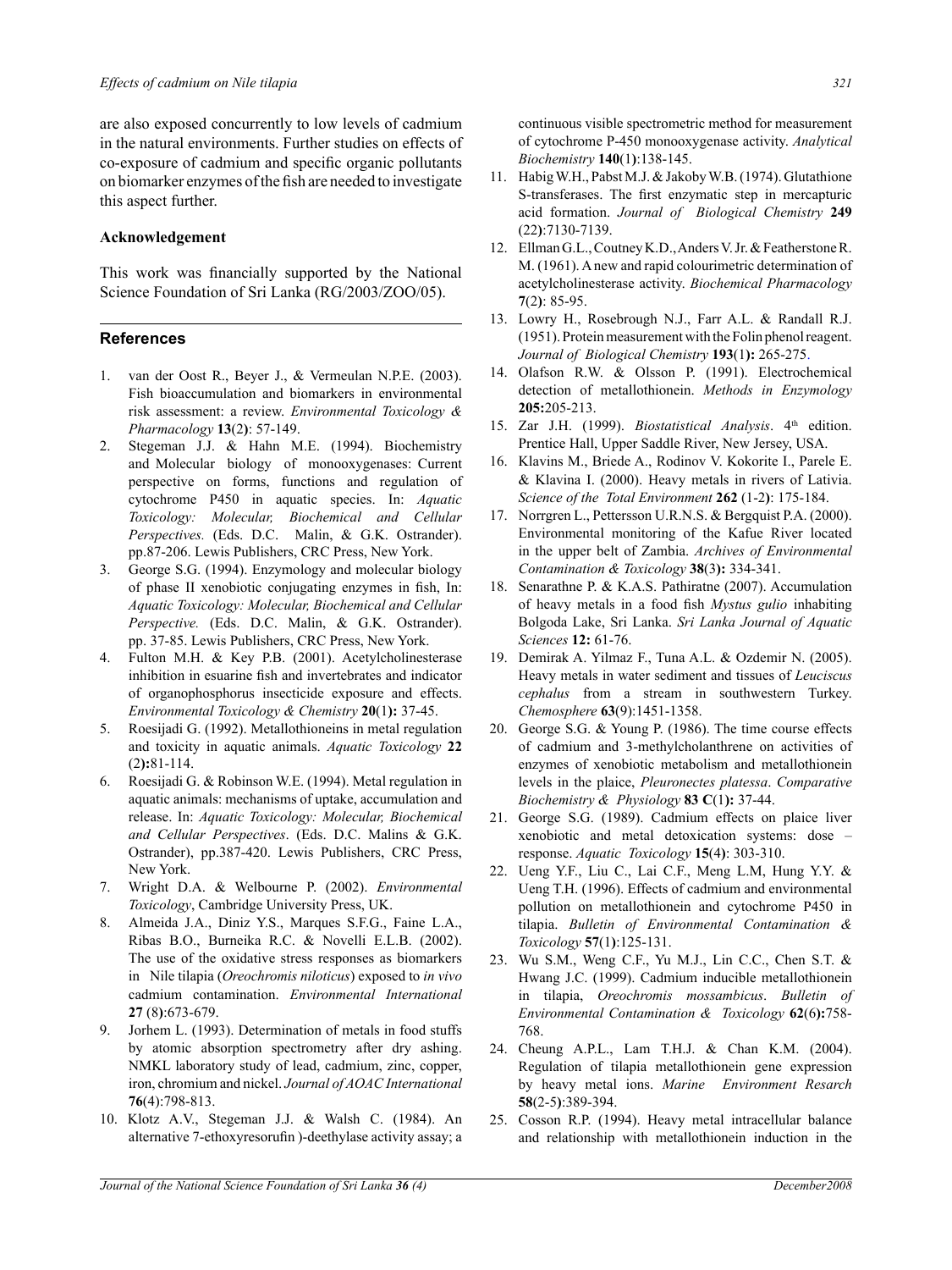are also exposed concurrently to low levels of cadmium in the natural environments. Further studies on effects of co-exposure of cadmium and specific organic pollutants on biomarker enzymes of the fish are needed to investigate this aspect further.

**Acknowledgement**

This work was financially supported by the National Science Foundation of Sri Lanka (RG/2003/ZOO/05).

## References

1. van der Oost R., Beyer J., & Vermeulan N.P.E. (2003). Fish bioaccumulation and biomarkers in environmental risk assessment: a review. *Environmental Toxicology & Pharmacology* **13**(**2**): 57-149.
2. Stegeman J.J. & Hahn M.E. (1994). Biochemistry and Molecular biology of monooxygenases: Current perspective on forms, functions and regulation of cytochrome P450 in aquatic species. In: *Aquatic Toxicology: Molecular, Biochemical and Cellular Perspectives.* (Eds. D.C. Malin, & G.K. Ostrander). pp.87-206. Lewis Publishers, CRC Press, New York.
3. George S.G. (1994). Enzymology and molecular biology of phase II xenobiotic conjugating enzymes in fish, In: *Aquatic Toxicology: Molecular, Biochemical and Cellular Perspective.* (Eds. D.C. Malin, & G.K. Ostrander). pp. 37-85. Lewis Publishers, CRC Press, New York.
4. Fulton M.H. & Key P.B. (2001). Acetylcholinesterase inhibition in esuarine fish and invertebrates and indicator of organophosphorus insecticide exposure and effects. *Environmental Toxicology & Chemistry* **20**(1**):** 37-45.
5. Roesijadi G. (1992). Metallothioneins in metal regulation and toxicity in aquatic animals. *Aquatic Toxicology* **22** (2**):**81-114.
6. Roesijadi G. & Robinson W.E. (1994). Metal regulation in aquatic animals: mechanisms of uptake, accumulation and release. In: *Aquatic Toxicology: Molecular, Biochemical and Cellular Perspectives*. (Eds. D.C. Malins & G.K. Ostrander), pp.387-420. Lewis Publishers, CRC Press, New York.
7. Wright D.A. & Welbourne P. (2002). *Environmental Toxicology*, Cambridge University Press, UK.
8. Almeida J.A., Diniz Y.S., Marques S.F.G., Faine L.A., Ribas B.O., Burneika R.C. & Novelli E.L.B. (2002). The use of the oxidative stress responses as biomarkers in Nile tilapia (*Oreochromis niloticus*) exposed to *in vivo* cadmium contamination. *Environmental International* **27** (8**)**:673-679.
9. Jorhem L. (1993). Determination of metals in food stuffs by atomic absorption spectrometry after dry ashing. NMKL laboratory study of lead, cadmium, zinc, copper, iron, chromium and nickel. *Journal of AOAC International* **76**(4):798-813.
10. Klotz A.V., Stegeman J.J. & Walsh C. (1984). An alternative 7-ethoxyresorufin )-deethylase activity assay; a continuous visible spectrometric method for measurement of cytochrome P-450 monooxygenase activity. *Analytical Biochemistry* **140**(1**)**:138-145.
11. Habig W.H., Pabst M.J. & Jakoby W.B. (1974). Glutathione S-transferases. The first enzymatic step in mercapturic acid formation. *Journal of Biological Chemistry* **249** (22**)**:7130-7139.
12. Ellman G.L., Coutney K.D., Anders V. Jr. & Featherstone R. M. (1961). A new and rapid colourimetric determination of acetylcholinesterase activity. *Biochemical Pharmacology* **7**(2**)**: 85-95.
13. Lowry H., Rosebrough N.J., Farr A.L. & Randall R.J. (1951). Protein measurement with the Folin phenol reagent. *Journal of Biological Chemistry* **193**(1**):** 265-275.
14. Olafson R.W. & Olsson P. (1991). Electrochemical detection of metallothionein. *Methods in Enzymology* **205:**205-213.
15. Zar J.H. (1999). *Biostatistical Analysis*. 4th edition. Prentice Hall, Upper Saddle River, New Jersey, USA.
16. Klavins M., Briede A., Rodinov V. Kokorite I., Parele E. & Klavina I. (2000). Heavy metals in rivers of Lativia. *Science of the Total Environment* **262** (1-2**)**: 175-184.
17. Norrgren L., Pettersson U.R.N.S. & Bergquist P.A. (2000). Environmental monitoring of the Kafue River located in the upper belt of Zambia. *Archives of Environmental Contamination & Toxicology* **38**(3**):** 334-341.
18. Senarathne P. & K.A.S. Pathiratne (2007). Accumulation of heavy metals in a food fish *Mystus gulio* inhabiting Bolgoda Lake, Sri Lanka. *Sri Lanka Journal of Aquatic Sciences* **12:** 61-76.
19. Demirak A. Yilmaz F., Tuna A.L. & Ozdemir N. (2005). Heavy metals in water sediment and tissues of *Leuciscus cephalus* from a stream in southwestern Turkey. *Chemosphere* **63**(9):1451-1358.
20. George S.G. & Young P. (1986). The time course effects of cadmium and 3-methylcholanthrene on activities of enzymes of xenobiotic metabolism and metallothionein levels in the plaice, *Pleuronectes platessa*. *Comparative Biochemistry & Physiology* **83 C**(1**):** 37-44.
21. George S.G. (1989). Cadmium effects on plaice liver xenobiotic and metal detoxication systems: dose – response. *Aquatic Toxicology* **15**(4**)**: 303-310.
22. Ueng Y.F., Liu C., Lai C.F., Meng L.M, Hung Y.Y. & Ueng T.H. (1996). Effects of cadmium and environmental pollution on metallothionein and cytochrome P450 in tilapia. *Bulletin of Environmental Contamination & Toxicology* **57**(1**)**:125-131.
23. Wu S.M., Weng C.F., Yu M.J., Lin C.C., Chen S.T. & Hwang J.C. (1999). Cadmium inducible metallothionein in tilapia, *Oreochromis mossambicus*. *Bulletin of Environmental Contamination & Toxicology* **62**(6**):**758-768.
24. Cheung A.P.L., Lam T.H.J. & Chan K.M. (2004). Regulation of tilapia metallothionein gene expression by heavy metal ions. *Marine Environment Resarch* **58**(2-5**)**:389-394.
25. Cosson R.P. (1994). Heavy metal intracellular balance and relationship with metallothionein induction in the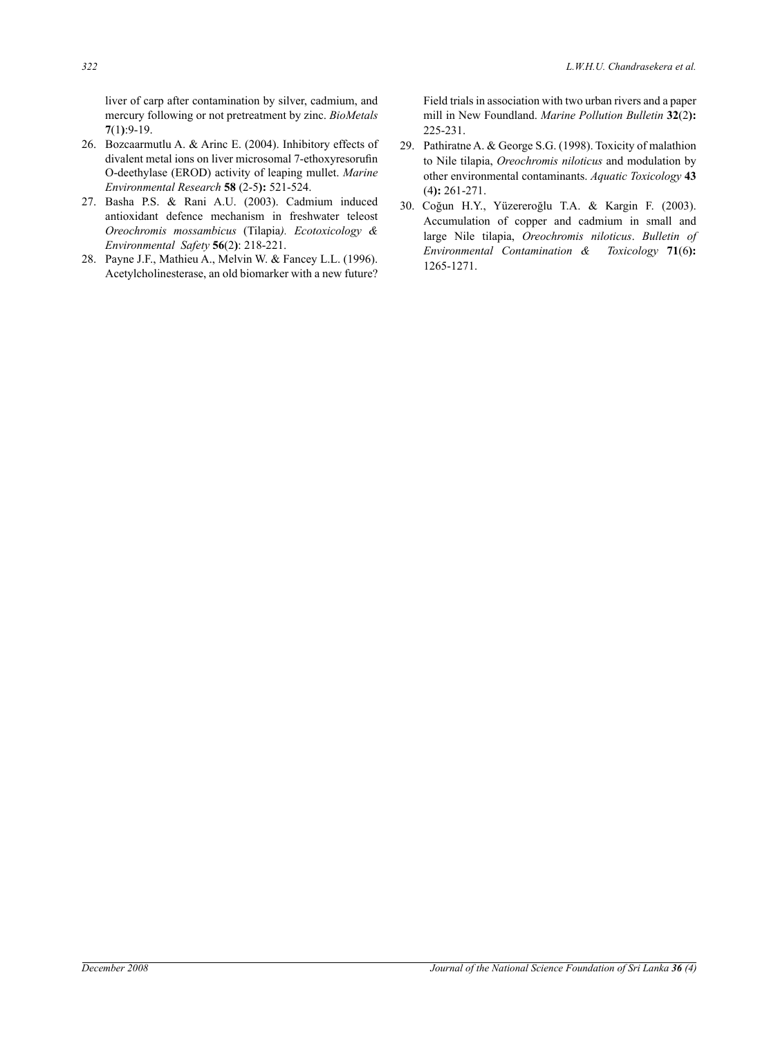liver of carp after contamination by silver, cadmium, and mercury following or not pretreatment by zinc. *BioMetals* **7**(1):9-19.

26. Bozcaarmutlu A. & Arinc E. (2004). Inhibitory effects of divalent metal ions on liver microsomal 7-ethoxyresorufin O-deethylase (EROD) activity of leaping mullet. *Marine Environmental Research* **58** (2-5)**:** 521-524.

27. Basha P.S. & Rani A.U. (2003). Cadmium induced antioxidant defence mechanism in freshwater teleost *Oreochromis mossambicus* (Tilapia*). Ecotoxicology & Environmental Safety* **56**(2**)**: 218-221.

28. Payne J.F., Mathieu A., Melvin W. & Fancey L.L. (1996). Acetylcholinesterase, an old biomarker with a new future? Field trials in association with two urban rivers and a paper mill in New Foundland. *Marine Pollution Bulletin* **32**(2**):** 225-231.

29. Pathiratne A. & George S.G. (1998). Toxicity of malathion to Nile tilapia, *Oreochromis niloticus* and modulation by other environmental contaminants. *Aquatic Toxicology* **43** (4**):** 261-271.

30. Coğun H.Y., Yüzereroğlu T.A. & Kargin F. (2003). Accumulation of copper and cadmium in small and large Nile tilapia, *Oreochromis niloticus*. *Bulletin of Environmental Contamination & Toxicology* **71**(6**):** 1265-1271.